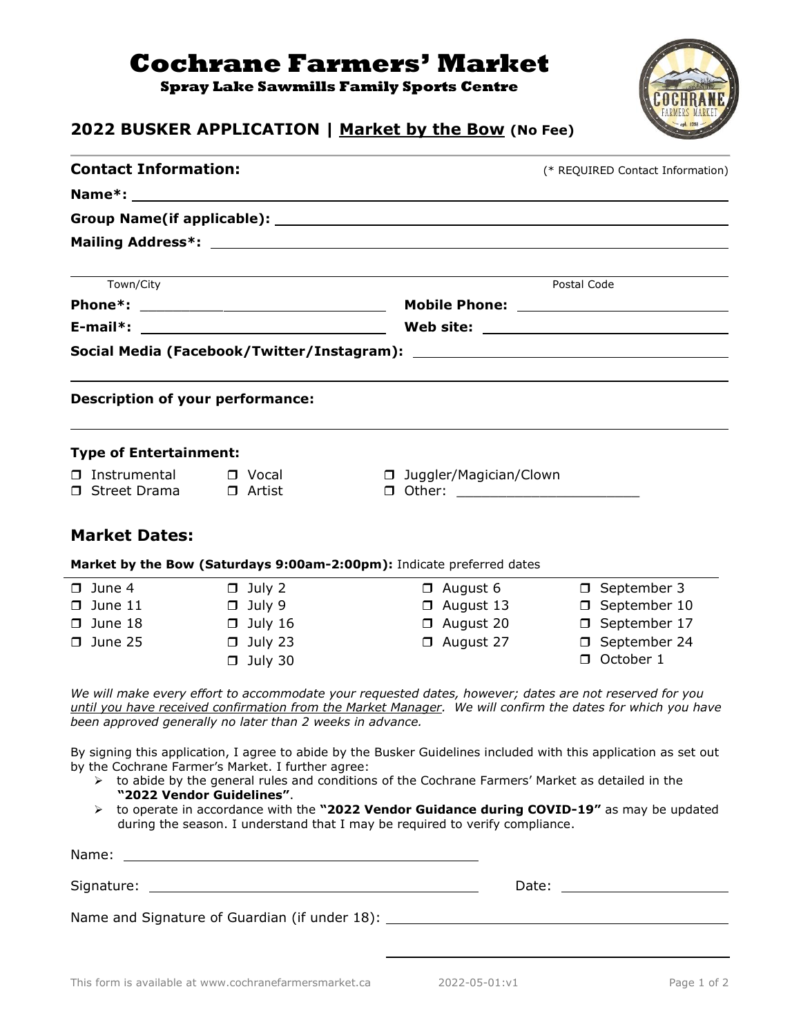# Cochrane Farmers' Market

**Spray Lake Sawmills Family Sports Centre**

## 2022 BUSKER APPLICATION | Market by the Bow (No Fee)

**Contact Information:** (* REQUIRED Contact Information)

**Name*:** ______________________________

**Group Name(if applicable):** ______________________________

**Mailing Address*:** ______________________________

______________________________

Town/City Postal Code

**Phone*:** ______________________________ **Mobile Phone:** ______________________________

**E-mail*:** ______________________________ **Web site:** ______________________________

**Social Media (Facebook/Twitter/Instagram):** ______________________________

______________________________

**Description of your performance:**

______________________________

**Type of Entertainment:**

- ☐ Instrumental
- ☐ Vocal
- ☐ Juggler/Magician/Clown
- ☐ Street Drama
- ☐ Artist
- ☐ Other: ______________________

## Market Dates:

**Market by the Bow (Saturdays 9:00am-2:00pm):** Indicate preferred dates

| | | | |
|---|---|---|---|
| ☐ June 4 | ☐ July 2 | ☐ August 6 | ☐ September 3 |
| ☐ June 11 | ☐ July 9 | ☐ August 13 | ☐ September 10 |
| ☐ June 18 | ☐ July 16 | ☐ August 20 | ☐ September 17 |
| ☐ June 25 | ☐ July 23 | ☐ August 27 | ☐ September 24 |
| | ☐ July 30 | | ☐ October 1 |

*We will make every effort to accommodate your requested dates, however; dates are not reserved for you until you have received confirmation from the Market Manager. We will confirm the dates for which you have been approved generally no later than 2 weeks in advance.*

By signing this application, I agree to abide by the Busker Guidelines included with this application as set out by the Cochrane Farmer's Market. I further agree:

- to abide by the general rules and conditions of the Cochrane Farmers' Market as detailed in the **"2022 Vendor Guidelines"**.
- to operate in accordance with the **"2022 Vendor Guidance during COVID-19"** as may be updated during the season. I understand that I may be required to verify compliance.

Name: ______________________________

Signature: ______________________________ Date: ______________________

Name and Signature of Guardian (if under 18): ______________________________

______________________________

This form is available at www.cochranefarmersmarket.ca 2022-05-01:v1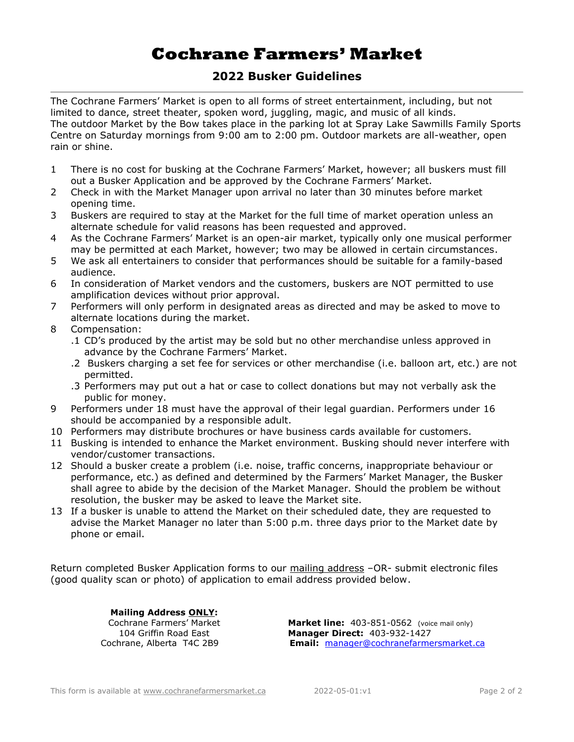# Cochrane Farmers' Market

## 2022 Busker Guidelines

The Cochrane Farmers' Market is open to all forms of street entertainment, including, but not limited to dance, street theater, spoken word, juggling, magic, and music of all kinds.
The outdoor Market by the Bow takes place in the parking lot at Spray Lake Sawmills Family Sports Centre on Saturday mornings from 9:00 am to 2:00 pm. Outdoor markets are all-weather, open rain or shine.

1. There is no cost for busking at the Cochrane Farmers' Market, however; all buskers must fill out a Busker Application and be approved by the Cochrane Farmers' Market.
2. Check in with the Market Manager upon arrival no later than 30 minutes before market opening time.
3. Buskers are required to stay at the Market for the full time of market operation unless an alternate schedule for valid reasons has been requested and approved.
4. As the Cochrane Farmers' Market is an open-air market, typically only one musical performer may be permitted at each Market, however; two may be allowed in certain circumstances.
5. We ask all entertainers to consider that performances should be suitable for a family-based audience.
6. In consideration of Market vendors and the customers, buskers are NOT permitted to use amplification devices without prior approval.
7. Performers will only perform in designated areas as directed and may be asked to move to alternate locations during the market.
8. Compensation:
   - .1 CD's produced by the artist may be sold but no other merchandise unless approved in advance by the Cochrane Farmers' Market.
   - .2 Buskers charging a set fee for services or other merchandise (i.e. balloon art, etc.) are not permitted.
   - .3 Performers may put out a hat or case to collect donations but may not verbally ask the public for money.
9. Performers under 18 must have the approval of their legal guardian. Performers under 16 should be accompanied by a responsible adult.
10. Performers may distribute brochures or have business cards available for customers.
11. Busking is intended to enhance the Market environment. Busking should never interfere with vendor/customer transactions.
12. Should a busker create a problem (i.e. noise, traffic concerns, inappropriate behaviour or performance, etc.) as defined and determined by the Farmers' Market Manager, the Busker shall agree to abide by the decision of the Market Manager. Should the problem be without resolution, the busker may be asked to leave the Market site.
13. If a busker is unable to attend the Market on their scheduled date, they are requested to advise the Market Manager no later than 5:00 p.m. three days prior to the Market date by phone or email.

Return completed Busker Application forms to our mailing address –OR- submit electronic files (good quality scan or photo) of application to email address provided below.

**Mailing Address ONLY:**
Cochrane Farmers' Market
104 Griffin Road East
Cochrane, Alberta T4C 2B9

**Market line:** 403-851-0562 (voice mail only)
**Manager Direct:** 403-932-1427
**Email:** manager@cochranefarmersmarket.ca

This form is available at www.cochranefarmersmarket.ca 2022-05-01:v1